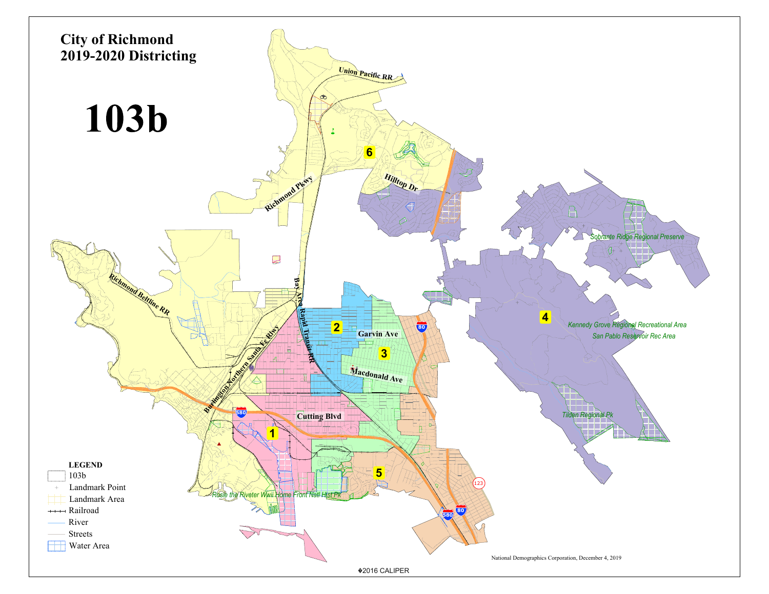# City of Richmond
# 2019-2020 Districting

# 103b

Union Pacific RR

6

Hilltop Dr

Richmond Pkwy

Richmond Beltline RR

Bay Area Rapid Transit RR

Burlington Northern Santa Fe Rlwy

2

Garvin Ave

3

Macdonald Ave

Cutting Blvd

1

5

4

Sobrante Ridge Regional Preserve

Kennedy Grove Regional Recreational Area

San Pablo Reservoir Rec Area

Tilden Regional Pk

Rosie the Riveter WWII Home Front Natl Hist Pk

80

580

123

**LEGEND**

- 103b
- Landmark Point
- Landmark Area
- Railroad
- River
- Streets
- Water Area

National Demographics Corporation, December 4, 2019

©2016 CALIPER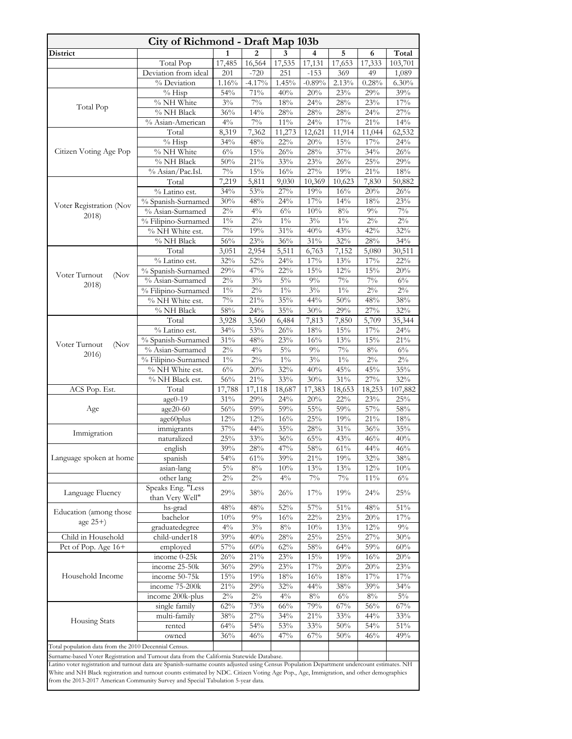# City of Richmond - Draft Map 103b

| District | | 1 | 2 | 3 | 4 | 5 | 6 | Total |
|---|---|---|---|---|---|---|---|---|
| | Total Pop | 17,485 | 16,564 | 17,535 | 17,131 | 17,653 | 17,333 | 103,701 |
| | Deviation from ideal | 201 | -720 | 251 | -153 | 369 | 49 | 1,089 |
| | % Deviation | 1.16% | -4.17% | 1.45% | -0.89% | 2.13% | 0.28% | 6.30% |
| Total Pop | % Hisp | 54% | 71% | 40% | 20% | 23% | 29% | 39% |
| | % NH White | 3% | 7% | 18% | 24% | 28% | 23% | 17% |
| | % NH Black | 36% | 14% | 28% | 28% | 28% | 24% | 27% |
| | % Asian-American | 4% | 7% | 11% | 24% | 17% | 21% | 14% |
| Citizen Voting Age Pop | Total | 8,319 | 7,362 | 11,273 | 12,621 | 11,914 | 11,044 | 62,532 |
| | % Hisp | 34% | 48% | 22% | 20% | 15% | 17% | 24% |
| | % NH White | 6% | 15% | 26% | 28% | 37% | 34% | 26% |
| | % NH Black | 50% | 21% | 33% | 23% | 26% | 25% | 29% |
| | % Asian/Pac.Isl. | 7% | 15% | 16% | 27% | 19% | 21% | 18% |
| Voter Registration (Nov 2018) | Total | 7,219 | 5,811 | 9,030 | 10,369 | 10,623 | 7,830 | 50,882 |
| | % Latino est. | 34% | 53% | 27% | 19% | 16% | 20% | 26% |
| | % Spanish-Surnamed | 30% | 48% | 24% | 17% | 14% | 18% | 23% |
| | % Asian-Surnamed | 2% | 4% | 6% | 10% | 8% | 9% | 7% |
| | % Filipino-Surnamed | 1% | 2% | 1% | 3% | 1% | 2% | 2% |
| | % NH White est. | 7% | 19% | 31% | 40% | 43% | 42% | 32% |
| | % NH Black | 56% | 23% | 36% | 31% | 32% | 28% | 34% |
| Voter Turnout (Nov 2018) | Total | 3,051 | 2,954 | 5,511 | 6,763 | 7,152 | 5,080 | 30,511 |
| | % Latino est. | 32% | 52% | 24% | 17% | 13% | 17% | 22% |
| | % Spanish-Surnamed | 29% | 47% | 22% | 15% | 12% | 15% | 20% |
| | % Asian-Surnamed | 2% | 3% | 5% | 9% | 7% | 7% | 6% |
| | % Filipino-Surnamed | 1% | 2% | 1% | 3% | 1% | 2% | 2% |
| | % NH White est. | 7% | 21% | 35% | 44% | 50% | 48% | 38% |
| | % NH Black | 58% | 24% | 35% | 30% | 29% | 27% | 32% |
| Voter Turnout (Nov 2016) | Total | 3,928 | 3,560 | 6,484 | 7,813 | 7,850 | 5,709 | 35,344 |
| | % Latino est. | 34% | 53% | 26% | 18% | 15% | 17% | 24% |
| | % Spanish-Surnamed | 31% | 48% | 23% | 16% | 13% | 15% | 21% |
| | % Asian-Surnamed | 2% | 4% | 5% | 9% | 7% | 8% | 6% |
| | % Filipino-Surnamed | 1% | 2% | 1% | 3% | 1% | 2% | 2% |
| | % NH White est. | 6% | 20% | 32% | 40% | 45% | 45% | 35% |
| | % NH Black est. | 56% | 21% | 33% | 30% | 31% | 27% | 32% |
| ACS Pop. Est. | Total | 17,788 | 17,118 | 18,687 | 17,383 | 18,653 | 18,253 | 107,882 |
| Age | age0-19 | 31% | 29% | 24% | 20% | 22% | 23% | 25% |
| | age20-60 | 56% | 59% | 59% | 55% | 59% | 57% | 58% |
| | age60plus | 12% | 12% | 16% | 25% | 19% | 21% | 18% |
| Immigration | immigrants | 37% | 44% | 35% | 28% | 31% | 36% | 35% |
| | naturalized | 25% | 33% | 36% | 65% | 43% | 46% | 40% |
| Language spoken at home | english | 39% | 28% | 47% | 58% | 61% | 44% | 46% |
| | spanish | 54% | 61% | 39% | 21% | 19% | 32% | 38% |
| | asian-lang | 5% | 8% | 10% | 13% | 13% | 12% | 10% |
| | other lang | 2% | 2% | 4% | 7% | 7% | 11% | 6% |
| Language Fluency | Speaks Eng. "Less than Very Well" | 29% | 38% | 26% | 17% | 19% | 24% | 25% |
| Education (among those age 25+) | hs-grad | 48% | 48% | 52% | 57% | 51% | 48% | 51% |
| | bachelor | 10% | 9% | 16% | 22% | 23% | 20% | 17% |
| | graduatedegree | 4% | 3% | 8% | 10% | 13% | 12% | 9% |
| Child in Household | child-under18 | 39% | 40% | 28% | 25% | 25% | 27% | 30% |
| Pct of Pop. Age 16+ | employed | 57% | 60% | 62% | 58% | 64% | 59% | 60% |
| Household Income | income 0-25k | 26% | 21% | 23% | 15% | 19% | 16% | 20% |
| | income 25-50k | 36% | 29% | 23% | 17% | 20% | 20% | 23% |
| | income 50-75k | 15% | 19% | 18% | 16% | 18% | 17% | 17% |
| | income 75-200k | 21% | 29% | 32% | 44% | 38% | 39% | 34% |
| | income 200k-plus | 2% | 2% | 4% | 8% | 6% | 8% | 5% |
| Housing Stats | single family | 62% | 73% | 66% | 79% | 67% | 56% | 67% |
| | multi-family | 38% | 27% | 34% | 21% | 33% | 44% | 33% |
| | rented | 64% | 54% | 53% | 33% | 50% | 54% | 51% |
| | owned | 36% | 46% | 47% | 67% | 50% | 46% | 49% |

Total population data from the 2010 Decennial Census.

Surname-based Voter Registration and Turnout data from the California Statewide Database.

Latino voter registration and turnout data are Spanish-surname counts adjusted using Census Population Department undercount estimates. NH White and NH Black registration and turnout counts estimated by NDC. Citizen Voting Age Pop., Age, Immigration, and other demographics from the 2013-2017 American Community Survey and Special Tabulation 5-year data.